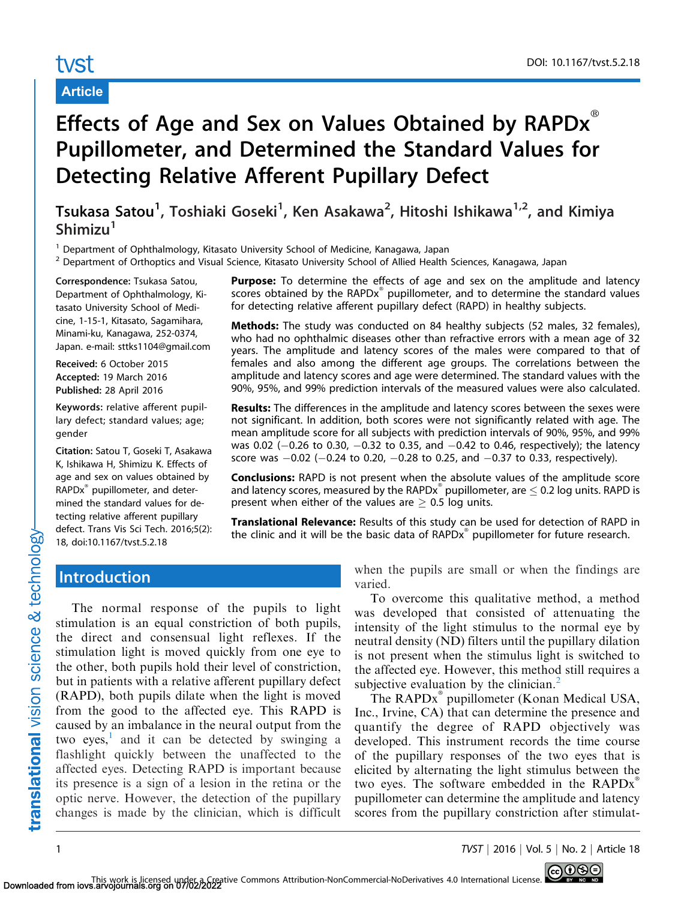Article

# Effects of Age and Sex on Values Obtained by RAPDx® Pupillometer, and Determined the Standard Values for Detecting Relative Afferent Pupillary Defect

**Tsukasa Satou[1], Toshiaki Goseki[1], Ken Asakawa[2], Hitoshi Ishikawa[1,2], and Kimiya Shimizu[1]**

[1] Department of Ophthalmology, Kitasato University School of Medicine, Kanagawa, Japan
[2] Department of Orthoptics and Visual Science, Kitasato University School of Allied Health Sciences, Kanagawa, Japan

**Correspondence:** Tsukasa Satou, Department of Ophthalmology, Kitasato University School of Medicine, 1-15-1, Kitasato, Sagamihara, Minami-ku, Kanagawa, 252-0374, Japan. e-mail: sttks1104@gmail.com

**Received:** 6 October 2015
**Accepted:** 19 March 2016
**Published:** 28 April 2016

**Keywords:** relative afferent pupillary defect; standard values; age; gender

**Citation:** Satou T, Goseki T, Asakawa K, Ishikawa H, Shimizu K. Effects of age and sex on values obtained by RAPDx® pupillometer, and determined the standard values for detecting relative afferent pupillary defect. Trans Vis Sci Tech. 2016;5(2):18, doi:10.1167/tvst.5.2.18

**Purpose:** To determine the effects of age and sex on the amplitude and latency scores obtained by the RAPDx® pupillometer, and to determine the standard values for detecting relative afferent pupillary defect (RAPD) in healthy subjects.

**Methods:** The study was conducted on 84 healthy subjects (52 males, 32 females), who had no ophthalmic diseases other than refractive errors with a mean age of 32 years. The amplitude and latency scores of the males were compared to that of females and also among the different age groups. The correlations between the amplitude and latency scores and age were determined. The standard values with the 90%, 95%, and 99% prediction intervals of the measured values were also calculated.

**Results:** The differences in the amplitude and latency scores between the sexes were not significant. In addition, both scores were not significantly related with age. The mean amplitude score for all subjects with prediction intervals of 90%, 95%, and 99% was 0.02 (−0.26 to 0.30, −0.32 to 0.35, and −0.42 to 0.46, respectively); the latency score was −0.02 (−0.24 to 0.20, −0.28 to 0.25, and −0.37 to 0.33, respectively).

**Conclusions:** RAPD is not present when the absolute values of the amplitude score and latency scores, measured by the RAPDx® pupillometer, are $\leq$ 0.2 log units. RAPD is present when either of the values are $\geq$ 0.5 log units.

**Translational Relevance:** Results of this study can be used for detection of RAPD in the clinic and it will be the basic data of RAPDx® pupillometer for future research.

## Introduction

The normal response of the pupils to light stimulation is an equal constriction of both pupils, the direct and consensual light reflexes. If the stimulation light is moved quickly from one eye to the other, both pupils hold their level of constriction, but in patients with a relative afferent pupillary defect (RAPD), both pupils dilate when the light is moved from the good to the affected eye. This RAPD is caused by an imbalance in the neural output from the two eyes,[1] and it can be detected by swinging a flashlight quickly between the unaffected to the affected eyes. Detecting RAPD is important because its presence is a sign of a lesion in the retina or the optic nerve. However, the detection of the pupillary changes is made by the clinician, which is difficult when the pupils are small or when the findings are varied.

To overcome this qualitative method, a method was developed that consisted of attenuating the intensity of the light stimulus to the normal eye by neutral density (ND) filters until the pupillary dilation is not present when the stimulus light is switched to the affected eye. However, this method still requires a subjective evaluation by the clinician.[2]

The RAPDx® pupillometer (Konan Medical USA, Inc., Irvine, CA) that can determine the presence and quantify the degree of RAPD objectively was developed. This instrument records the time course of the pupillary responses of the two eyes that is elicited by alternating the light stimulus between the two eyes. The software embedded in the RAPDx® pupillometer can determine the amplitude and latency scores from the pupillary constriction after stimulat-

This work is licensed under a Creative Commons Attribution-NonCommercial-NoDerivatives 4.0 International License.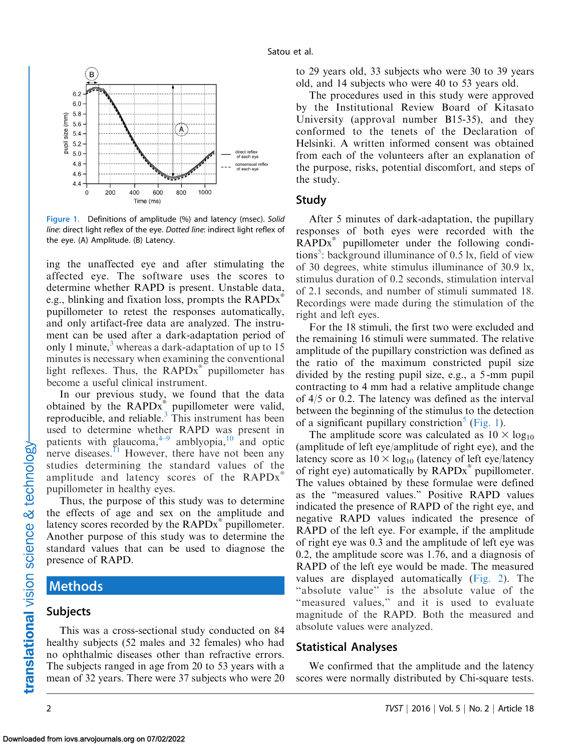Figure 1. Definitions of amplitude (%) and latency (msec). *Solid line*: direct light reflex of the eye. *Dotted line*: indirect light reflex of the eye. (A) Amplitude. (B) Latency.

ing the unaffected eye and after stimulating the affected eye. The software uses the scores to determine whether RAPD is present. Unstable data, e.g., blinking and fixation loss, prompts the RAPDx® pupillometer to retest the responses automatically, and only artifact-free data are analyzed. The instrument can be used after a dark-adaptation period of only 1 minute,[3] whereas a dark-adaptation of up to 15 minutes is necessary when examining the conventional light reflexes. Thus, the RAPDx® pupillometer has become a useful clinical instrument.

In our previous study, we found that the data obtained by the RAPDx® pupillometer were valid, reproducible, and reliable.[3] This instrument has been used to determine whether RAPD was present in patients with glaucoma,[4–9] amblyopia,[10] and optic nerve diseases.[11] However, there have not been any studies determining the standard values of the amplitude and latency scores of the RAPDx® pupillometer in healthy eyes.

Thus, the purpose of this study was to determine the effects of age and sex on the amplitude and latency scores recorded by the RAPDx® pupillometer. Another purpose of this study was to determine the standard values that can be used to diagnose the presence of RAPD.

## Methods

### Subjects

This was a cross-sectional study conducted on 84 healthy subjects (52 males and 32 females) who had no ophthalmic diseases other than refractive errors. The subjects ranged in age from 20 to 53 years with a mean of 32 years. There were 37 subjects who were 20 to 29 years old, 33 subjects who were 30 to 39 years old, and 14 subjects who were 40 to 53 years old.

The procedures used in this study were approved by the Institutional Review Board of Kitasato University (approval number B15-35), and they conformed to the tenets of the Declaration of Helsinki. A written informed consent was obtained from each of the volunteers after an explanation of the purpose, risks, potential discomfort, and steps of the study.

### Study

After 5 minutes of dark-adaptation, the pupillary responses of both eyes were recorded with the RAPDx® pupillometer under the following conditions[5]: background illuminance of 0.5 lx, field of view of 30 degrees, white stimulus illuminance of 30.9 lx, stimulus duration of 0.2 seconds, stimulation interval of 2.1 seconds, and number of stimuli summated 18. Recordings were made during the stimulation of the right and left eyes.

For the 18 stimuli, the first two were excluded and the remaining 16 stimuli were summated. The relative amplitude of the pupillary constriction was defined as the ratio of the maximum constricted pupil size divided by the resting pupil size, e.g., a 5-mm pupil contracting to 4 mm had a relative amplitude change of 4/5 or 0.2. The latency was defined as the interval between the beginning of the stimulus to the detection of a significant pupillary constriction[5] (Fig. 1).

The amplitude score was calculated as $10 \times \log_{10}$ (amplitude of left eye/amplitude of right eye), and the latency score as $10 \times \log_{10}$ (latency of left eye/latency of right eye) automatically by RAPDx® pupillometer. The values obtained by these formulae were defined as the "measured values." Positive RAPD values indicated the presence of RAPD of the right eye, and negative RAPD values indicated the presence of RAPD of the left eye. For example, if the amplitude of right eye was 0.3 and the amplitude of left eye was 0.2, the amplitude score was 1.76, and a diagnosis of RAPD of the left eye would be made. The measured values are displayed automatically (Fig. 2). The "absolute value" is the absolute value of the "measured values," and it is used to evaluate magnitude of the RAPD. Both the measured and absolute values were analyzed.

### Statistical Analyses

We confirmed that the amplitude and the latency scores were normally distributed by Chi-square tests.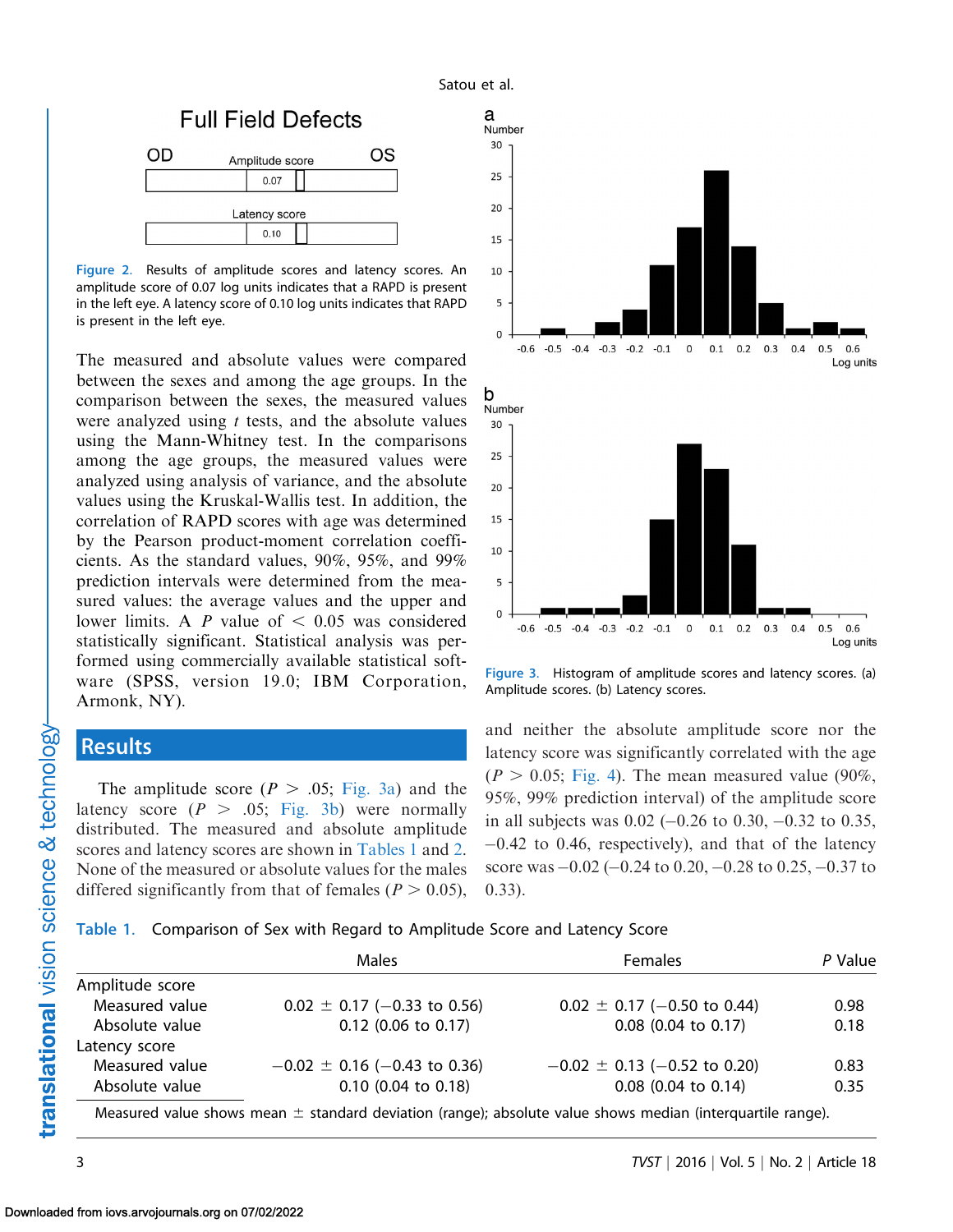Figure 2. Results of amplitude scores and latency scores. An amplitude score of 0.07 log units indicates that a RAPD is present in the left eye. A latency score of 0.10 log units indicates that RAPD is present in the left eye.

Figure 3. Histogram of amplitude scores and latency scores. (a) Amplitude scores. (b) Latency scores.

The measured and absolute values were compared between the sexes and among the age groups. In the comparison between the sexes, the measured values were analyzed using *t* tests, and the absolute values using the Mann-Whitney test. In the comparisons among the age groups, the measured values were analyzed using analysis of variance, and the absolute values using the Kruskal-Wallis test. In addition, the correlation of RAPD scores with age was determined by the Pearson product-moment correlation coefficients. As the standard values, 90%, 95%, and 99% prediction intervals were determined from the measured values: the average values and the upper and lower limits. A $P$ value of $< 0.05$ was considered statistically significant. Statistical analysis was performed using commercially available statistical software (SPSS, version 19.0; IBM Corporation, Armonk, NY).

## Results

The amplitude score ($P > .05$; Fig. 3a) and the latency score ($P > .05$; Fig. 3b) were normally distributed. The measured and absolute amplitude scores and latency scores are shown in Tables 1 and 2. None of the measured or absolute values for the males differed significantly from that of females ($P > 0.05$), and neither the absolute amplitude score nor the latency score was significantly correlated with the age ($P > 0.05$; Fig. 4). The mean measured value (90%, 95%, 99% prediction interval) of the amplitude score in all subjects was 0.02 (−0.26 to 0.30, −0.32 to 0.35, −0.42 to 0.46, respectively), and that of the latency score was −0.02 (−0.24 to 0.20, −0.28 to 0.25, −0.37 to 0.33).

Table 1. Comparison of Sex with Regard to Amplitude Score and Latency Score

| | Males | Females | *P* Value |
|---|---|---|---|
| Amplitude score | | | |
| Measured value | 0.02 ± 0.17 (−0.33 to 0.56) | 0.02 ± 0.17 (−0.50 to 0.44) | 0.98 |
| Absolute value | 0.12 (0.06 to 0.17) | 0.08 (0.04 to 0.17) | 0.18 |
| Latency score | | | |
| Measured value | −0.02 ± 0.16 (−0.43 to 0.36) | −0.02 ± 0.13 (−0.52 to 0.20) | 0.83 |
| Absolute value | 0.10 (0.04 to 0.18) | 0.08 (0.04 to 0.14) | 0.35 |

Measured value shows mean ± standard deviation (range); absolute value shows median (interquartile range).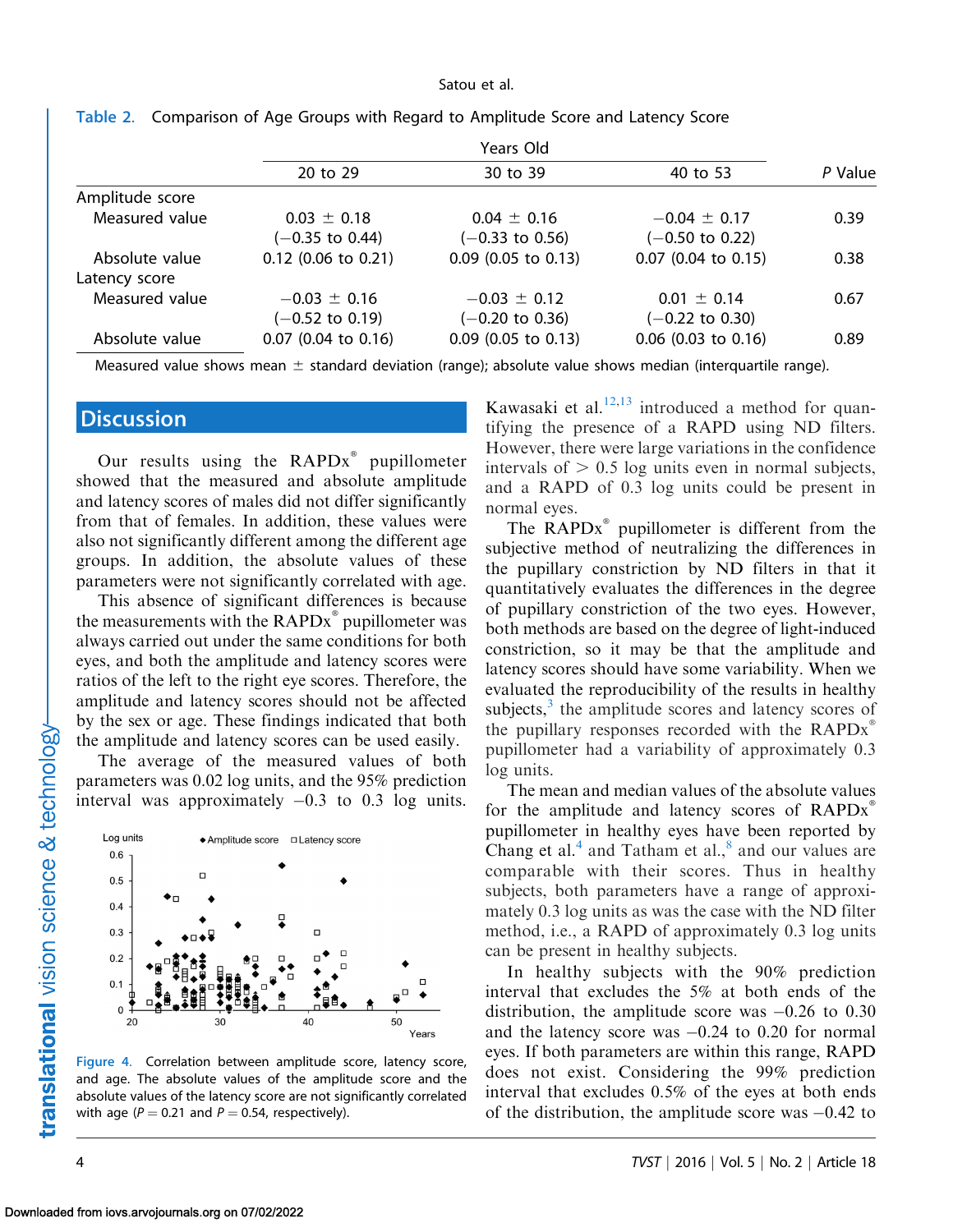Table 2. Comparison of Age Groups with Regard to Amplitude Score and Latency Score

| | Years Old | | | P Value |
|---|---|---|---|---|
| | 20 to 29 | 30 to 39 | 40 to 53 | |
| Amplitude score | | | | |
| Measured value | 0.03 ± 0.18 (−0.35 to 0.44) | 0.04 ± 0.16 (−0.33 to 0.56) | −0.04 ± 0.17 (−0.50 to 0.22) | 0.39 |
| Absolute value | 0.12 (0.06 to 0.21) | 0.09 (0.05 to 0.13) | 0.07 (0.04 to 0.15) | 0.38 |
| Latency score | | | | |
| Measured value | −0.03 ± 0.16 (−0.52 to 0.19) | −0.03 ± 0.12 (−0.20 to 0.36) | 0.01 ± 0.14 (−0.22 to 0.30) | 0.67 |
| Absolute value | 0.07 (0.04 to 0.16) | 0.09 (0.05 to 0.13) | 0.06 (0.03 to 0.16) | 0.89 |

Measured value shows mean ± standard deviation (range); absolute value shows median (interquartile range).

## Discussion

Our results using the RAPDx® pupillometer showed that the measured and absolute amplitude and latency scores of males did not differ significantly from that of females. In addition, these values were also not significantly different among the different age groups. In addition, the absolute values of these parameters were not significantly correlated with age.

This absence of significant differences is because the measurements with the RAPDx® pupillometer was always carried out under the same conditions for both eyes, and both the amplitude and latency scores were ratios of the left to the right eye scores. Therefore, the amplitude and latency scores should not be affected by the sex or age. These findings indicated that both the amplitude and latency scores can be used easily.

The average of the measured values of both parameters was 0.02 log units, and the 95% prediction interval was approximately −0.3 to 0.3 log units.

Figure 4. Correlation between amplitude score, latency score, and age. The absolute values of the amplitude score and the absolute values of the latency score are not significantly correlated with age ($P = 0.21$ and $P = 0.54$, respectively).

Kawasaki et al.[12,13] introduced a method for quantifying the presence of a RAPD using ND filters. However, there were large variations in the confidence intervals of > 0.5 log units even in normal subjects, and a RAPD of 0.3 log units could be present in normal eyes.

The RAPDx® pupillometer is different from the subjective method of neutralizing the differences in the pupillary constriction by ND filters in that it quantitatively evaluates the differences in the degree of pupillary constriction of the two eyes. However, both methods are based on the degree of light-induced constriction, so it may be that the amplitude and latency scores should have some variability. When we evaluated the reproducibility of the results in healthy subjects,[3] the amplitude scores and latency scores of the pupillary responses recorded with the RAPDx® pupillometer had a variability of approximately 0.3 log units.

The mean and median values of the absolute values for the amplitude and latency scores of RAPDx® pupillometer in healthy eyes have been reported by Chang et al.[4] and Tatham et al.,[8] and our values are comparable with their scores. Thus in healthy subjects, both parameters have a range of approximately 0.3 log units as was the case with the ND filter method, i.e., a RAPD of approximately 0.3 log units can be present in healthy subjects.

In healthy subjects with the 90% prediction interval that excludes the 5% at both ends of the distribution, the amplitude score was −0.26 to 0.30 and the latency score was −0.24 to 0.20 for normal eyes. If both parameters are within this range, RAPD does not exist. Considering the 99% prediction interval that excludes 0.5% of the eyes at both ends of the distribution, the amplitude score was −0.42 to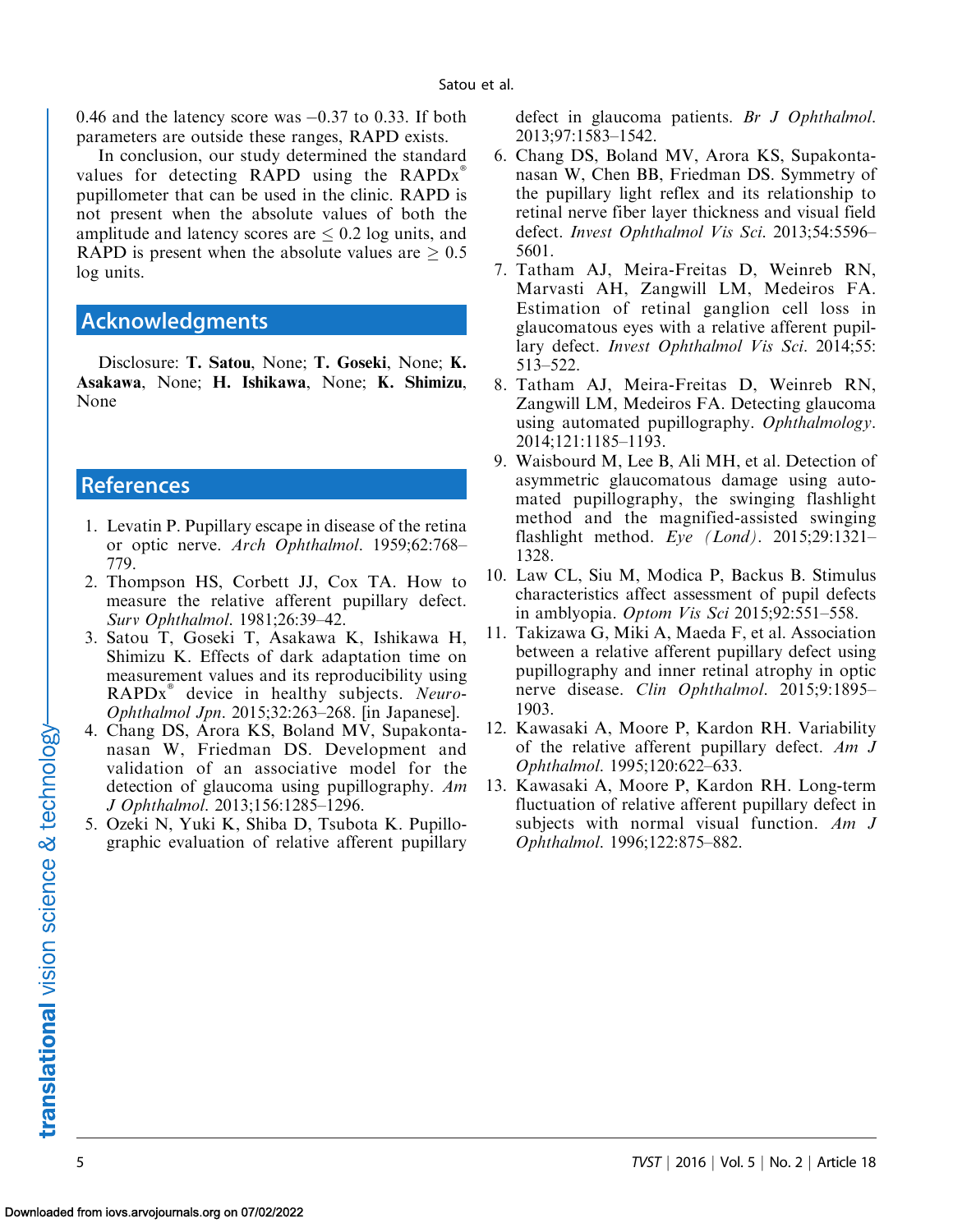0.46 and the latency score was –0.37 to 0.33. If both parameters are outside these ranges, RAPD exists.

In conclusion, our study determined the standard values for detecting RAPD using the RAPDx® pupillometer that can be used in the clinic. RAPD is not present when the absolute values of both the amplitude and latency scores are $\leq 0.2$ log units, and RAPD is present when the absolute values are $\geq 0.5$ log units.

## Acknowledgments

Disclosure: **T. Satou**, None; **T. Goseki**, None; **K. Asakawa**, None; **H. Ishikawa**, None; **K. Shimizu**, None

## References

1. Levatin P. Pupillary escape in disease of the retina or optic nerve. *Arch Ophthalmol*. 1959;62:768–779.
2. Thompson HS, Corbett JJ, Cox TA. How to measure the relative afferent pupillary defect. *Surv Ophthalmol*. 1981;26:39–42.
3. Satou T, Goseki T, Asakawa K, Ishikawa H, Shimizu K. Effects of dark adaptation time on measurement values and its reproducibility using RAPDx® device in healthy subjects. *Neuro-Ophthalmol Jpn*. 2015;32:263–268. [in Japanese].
4. Chang DS, Arora KS, Boland MV, Supakontanasan W, Friedman DS. Development and validation of an associative model for the detection of glaucoma using pupillography. *Am J Ophthalmol*. 2013;156:1285–1296.
5. Ozeki N, Yuki K, Shiba D, Tsubota K. Pupillographic evaluation of relative afferent pupillary defect in glaucoma patients. *Br J Ophthalmol*. 2013;97:1583–1542.
6. Chang DS, Boland MV, Arora KS, Supakontanasan W, Chen BB, Friedman DS. Symmetry of the pupillary light reflex and its relationship to retinal nerve fiber layer thickness and visual field defect. *Invest Ophthalmol Vis Sci*. 2013;54:5596–5601.
7. Tatham AJ, Meira-Freitas D, Weinreb RN, Marvasti AH, Zangwill LM, Medeiros FA. Estimation of retinal ganglion cell loss in glaucomatous eyes with a relative afferent pupillary defect. *Invest Ophthalmol Vis Sci*. 2014;55:513–522.
8. Tatham AJ, Meira-Freitas D, Weinreb RN, Zangwill LM, Medeiros FA. Detecting glaucoma using automated pupillography. *Ophthalmology*. 2014;121:1185–1193.
9. Waisbourd M, Lee B, Ali MH, et al. Detection of asymmetric glaucomatous damage using automated pupillography, the swinging flashlight method and the magnified-assisted swinging flashlight method. *Eye (Lond)*. 2015;29:1321–1328.
10. Law CL, Siu M, Modica P, Backus B. Stimulus characteristics affect assessment of pupil defects in amblyopia. *Optom Vis Sci* 2015;92:551–558.
11. Takizawa G, Miki A, Maeda F, et al. Association between a relative afferent pupillary defect using pupillography and inner retinal atrophy in optic nerve disease. *Clin Ophthalmol*. 2015;9:1895–1903.
12. Kawasaki A, Moore P, Kardon RH. Variability of the relative afferent pupillary defect. *Am J Ophthalmol*. 1995;120:622–633.
13. Kawasaki A, Moore P, Kardon RH. Long-term fluctuation of relative afferent pupillary defect in subjects with normal visual function. *Am J Ophthalmol*. 1996;122:875–882.